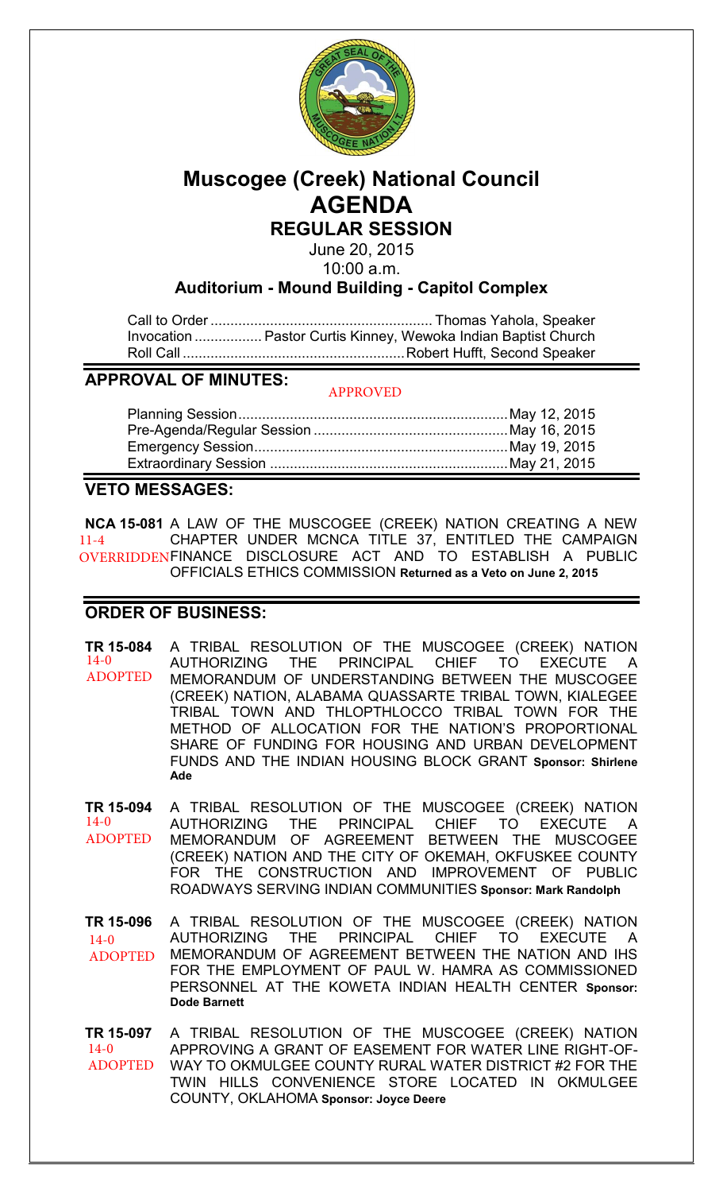# Muscogee (Creek) National Council
# AGENDA
## REGULAR SESSION

June 20, 2015
10:00 a.m.

### Auditorium - Mound Building - Capitol Complex

Call to Order ........................................................ Thomas Yahola, Speaker
Invocation ................. Pastor Curtis Kinney, Wewoka Indian Baptist Church
Roll Call ........................................................ Robert Hufft, Second Speaker

## APPROVAL OF MINUTES:

APPROVED

Planning Session .................................................................... May 12, 2015
Pre-Agenda/Regular Session ................................................ May 16, 2015
Emergency Session................................................................ May 19, 2015
Extraordinary Session ........................................................... May 21, 2015

## VETO MESSAGES:

**NCA 15-081** 11-4 OVERRIDDEN — A LAW OF THE MUSCOGEE (CREEK) NATION CREATING A NEW CHAPTER UNDER MCNCA TITLE 37, ENTITLED THE CAMPAIGN FINANCE DISCLOSURE ACT AND TO ESTABLISH A PUBLIC OFFICIALS ETHICS COMMISSION **Returned as a Veto on June 2, 2015**

## ORDER OF BUSINESS:

**TR 15-084** 14-0 ADOPTED — A TRIBAL RESOLUTION OF THE MUSCOGEE (CREEK) NATION AUTHORIZING THE PRINCIPAL CHIEF TO EXECUTE A MEMORANDUM OF UNDERSTANDING BETWEEN THE MUSCOGEE (CREEK) NATION, ALABAMA QUASSARTE TRIBAL TOWN, KIALEGEE TRIBAL TOWN AND THLOPTHLOCCO TRIBAL TOWN FOR THE METHOD OF ALLOCATION FOR THE NATION'S PROPORTIONAL SHARE OF FUNDING FOR HOUSING AND URBAN DEVELOPMENT FUNDS AND THE INDIAN HOUSING BLOCK GRANT **Sponsor: Shirlene Ade**

**TR 15-094** 14-0 ADOPTED — A TRIBAL RESOLUTION OF THE MUSCOGEE (CREEK) NATION AUTHORIZING THE PRINCIPAL CHIEF TO EXECUTE A MEMORANDUM OF AGREEMENT BETWEEN THE MUSCOGEE (CREEK) NATION AND THE CITY OF OKEMAH, OKFUSKEE COUNTY FOR THE CONSTRUCTION AND IMPROVEMENT OF PUBLIC ROADWAYS SERVING INDIAN COMMUNITIES **Sponsor: Mark Randolph**

**TR 15-096** 14-0 ADOPTED — A TRIBAL RESOLUTION OF THE MUSCOGEE (CREEK) NATION AUTHORIZING THE PRINCIPAL CHIEF TO EXECUTE A MEMORANDUM OF AGREEMENT BETWEEN THE NATION AND IHS FOR THE EMPLOYMENT OF PAUL W. HAMRA AS COMMISSIONED PERSONNEL AT THE KOWETA INDIAN HEALTH CENTER **Sponsor: Dode Barnett**

**TR 15-097** 14-0 ADOPTED — A TRIBAL RESOLUTION OF THE MUSCOGEE (CREEK) NATION APPROVING A GRANT OF EASEMENT FOR WATER LINE RIGHT-OF-WAY TO OKMULGEE COUNTY RURAL WATER DISTRICT #2 FOR THE TWIN HILLS CONVENIENCE STORE LOCATED IN OKMULGEE COUNTY, OKLAHOMA **Sponsor: Joyce Deere**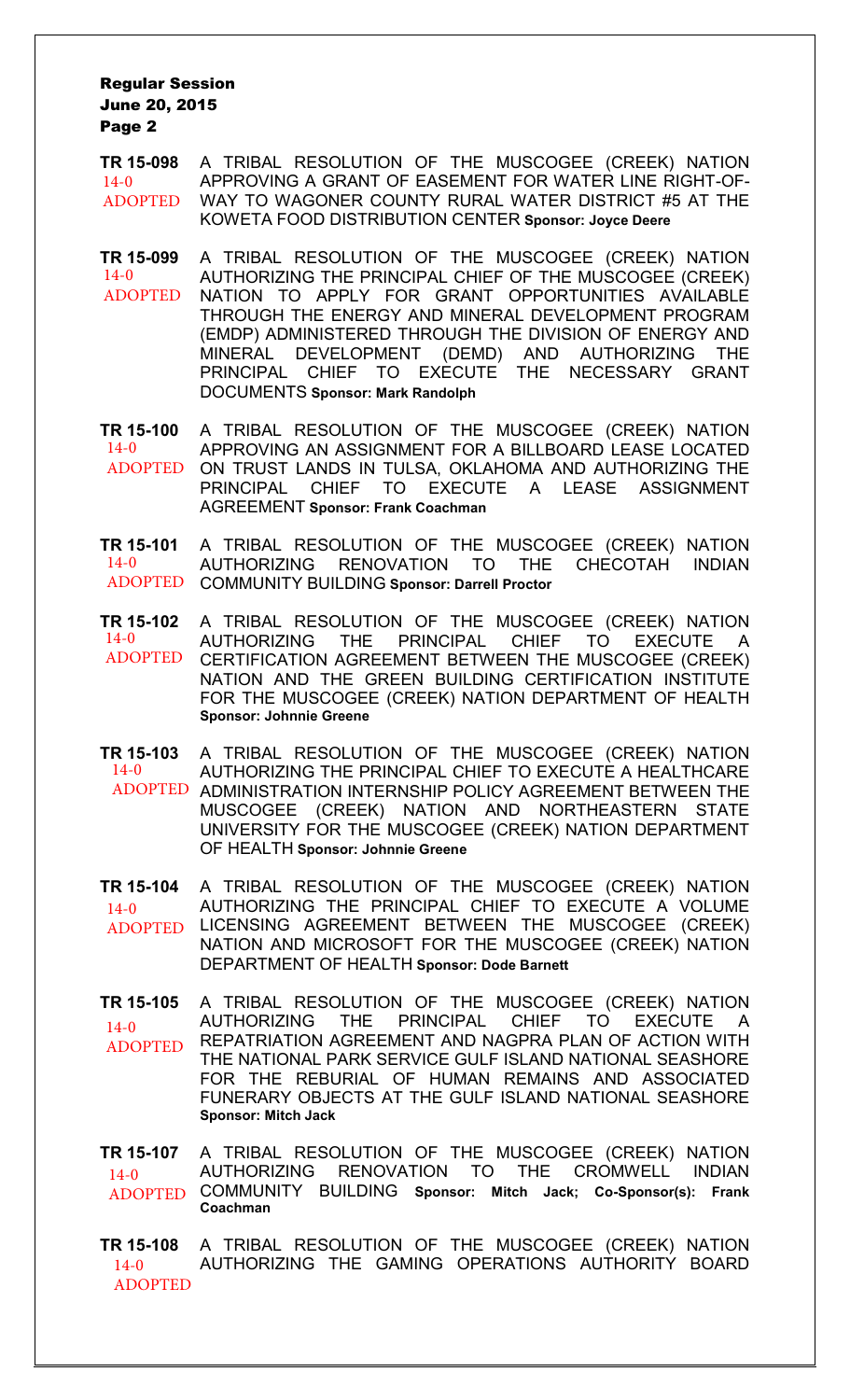**TR 15-098** 14-0 ADOPTED — A TRIBAL RESOLUTION OF THE MUSCOGEE (CREEK) NATION APPROVING A GRANT OF EASEMENT FOR WATER LINE RIGHT-OF-WAY TO WAGONER COUNTY RURAL WATER DISTRICT #5 AT THE KOWETA FOOD DISTRIBUTION CENTER **Sponsor: Joyce Deere**

**TR 15-099** 14-0 ADOPTED — A TRIBAL RESOLUTION OF THE MUSCOGEE (CREEK) NATION AUTHORIZING THE PRINCIPAL CHIEF OF THE MUSCOGEE (CREEK) NATION TO APPLY FOR GRANT OPPORTUNITIES AVAILABLE THROUGH THE ENERGY AND MINERAL DEVELOPMENT PROGRAM (EMDP) ADMINISTERED THROUGH THE DIVISION OF ENERGY AND MINERAL DEVELOPMENT (DEMD) AND AUTHORIZING THE PRINCIPAL CHIEF TO EXECUTE THE NECESSARY GRANT DOCUMENTS **Sponsor: Mark Randolph**

**TR 15-100** 14-0 ADOPTED — A TRIBAL RESOLUTION OF THE MUSCOGEE (CREEK) NATION APPROVING AN ASSIGNMENT FOR A BILLBOARD LEASE LOCATED ON TRUST LANDS IN TULSA, OKLAHOMA AND AUTHORIZING THE PRINCIPAL CHIEF TO EXECUTE A LEASE ASSIGNMENT AGREEMENT **Sponsor: Frank Coachman**

**TR 15-101** 14-0 ADOPTED — A TRIBAL RESOLUTION OF THE MUSCOGEE (CREEK) NATION AUTHORIZING RENOVATION TO THE CHECOTAH INDIAN COMMUNITY BUILDING **Sponsor: Darrell Proctor**

**TR 15-102** 14-0 ADOPTED — A TRIBAL RESOLUTION OF THE MUSCOGEE (CREEK) NATION AUTHORIZING THE PRINCIPAL CHIEF TO EXECUTE A CERTIFICATION AGREEMENT BETWEEN THE MUSCOGEE (CREEK) NATION AND THE GREEN BUILDING CERTIFICATION INSTITUTE FOR THE MUSCOGEE (CREEK) NATION DEPARTMENT OF HEALTH **Sponsor: Johnnie Greene**

**TR 15-103** 14-0 ADOPTED — A TRIBAL RESOLUTION OF THE MUSCOGEE (CREEK) NATION AUTHORIZING THE PRINCIPAL CHIEF TO EXECUTE A HEALTHCARE ADMINISTRATION INTERNSHIP POLICY AGREEMENT BETWEEN THE MUSCOGEE (CREEK) NATION AND NORTHEASTERN STATE UNIVERSITY FOR THE MUSCOGEE (CREEK) NATION DEPARTMENT OF HEALTH **Sponsor: Johnnie Greene**

**TR 15-104** 14-0 ADOPTED — A TRIBAL RESOLUTION OF THE MUSCOGEE (CREEK) NATION AUTHORIZING THE PRINCIPAL CHIEF TO EXECUTE A VOLUME LICENSING AGREEMENT BETWEEN THE MUSCOGEE (CREEK) NATION AND MICROSOFT FOR THE MUSCOGEE (CREEK) NATION DEPARTMENT OF HEALTH **Sponsor: Dode Barnett**

**TR 15-105** 14-0 ADOPTED — A TRIBAL RESOLUTION OF THE MUSCOGEE (CREEK) NATION AUTHORIZING THE PRINCIPAL CHIEF TO EXECUTE A REPATRIATION AGREEMENT AND NAGPRA PLAN OF ACTION WITH THE NATIONAL PARK SERVICE GULF ISLAND NATIONAL SEASHORE FOR THE REBURIAL OF HUMAN REMAINS AND ASSOCIATED FUNERARY OBJECTS AT THE GULF ISLAND NATIONAL SEASHORE **Sponsor: Mitch Jack**

**TR 15-107** 14-0 ADOPTED — A TRIBAL RESOLUTION OF THE MUSCOGEE (CREEK) NATION AUTHORIZING RENOVATION TO THE CROMWELL INDIAN COMMUNITY BUILDING **Sponsor: Mitch Jack; Co-Sponsor(s): Frank Coachman**

**TR 15-108** 14-0 ADOPTED — A TRIBAL RESOLUTION OF THE MUSCOGEE (CREEK) NATION AUTHORIZING THE GAMING OPERATIONS AUTHORITY BOARD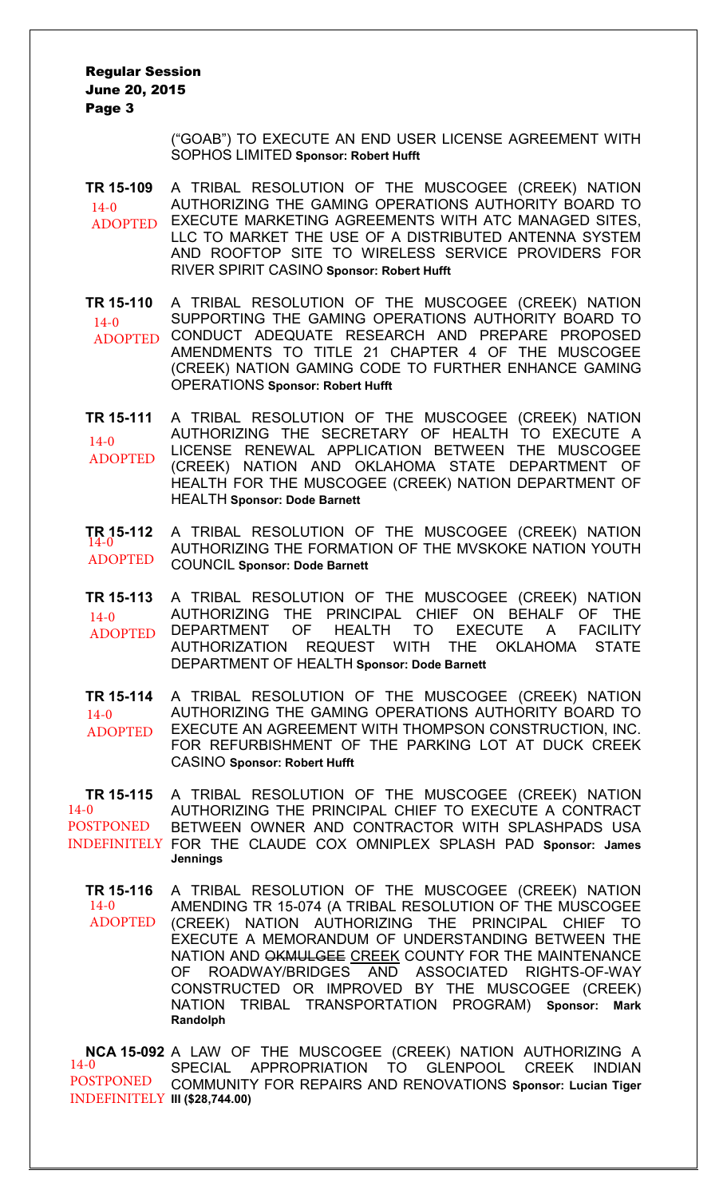("GOAB") TO EXECUTE AN END USER LICENSE AGREEMENT WITH SOPHOS LIMITED **Sponsor: Robert Hufft**

**TR 15-109** 14-0 ADOPTED — A TRIBAL RESOLUTION OF THE MUSCOGEE (CREEK) NATION AUTHORIZING THE GAMING OPERATIONS AUTHORITY BOARD TO EXECUTE MARKETING AGREEMENTS WITH ATC MANAGED SITES, LLC TO MARKET THE USE OF A DISTRIBUTED ANTENNA SYSTEM AND ROOFTOP SITE TO WIRELESS SERVICE PROVIDERS FOR RIVER SPIRIT CASINO **Sponsor: Robert Hufft**

**TR 15-110** 14-0 ADOPTED — A TRIBAL RESOLUTION OF THE MUSCOGEE (CREEK) NATION SUPPORTING THE GAMING OPERATIONS AUTHORITY BOARD TO CONDUCT ADEQUATE RESEARCH AND PREPARE PROPOSED AMENDMENTS TO TITLE 21 CHAPTER 4 OF THE MUSCOGEE (CREEK) NATION GAMING CODE TO FURTHER ENHANCE GAMING OPERATIONS **Sponsor: Robert Hufft**

**TR 15-111** 14-0 ADOPTED — A TRIBAL RESOLUTION OF THE MUSCOGEE (CREEK) NATION AUTHORIZING THE SECRETARY OF HEALTH TO EXECUTE A LICENSE RENEWAL APPLICATION BETWEEN THE MUSCOGEE (CREEK) NATION AND OKLAHOMA STATE DEPARTMENT OF HEALTH FOR THE MUSCOGEE (CREEK) NATION DEPARTMENT OF HEALTH **Sponsor: Dode Barnett**

**TR 15-112** 14-0 ADOPTED — A TRIBAL RESOLUTION OF THE MUSCOGEE (CREEK) NATION AUTHORIZING THE FORMATION OF THE MVSKOKE NATION YOUTH COUNCIL **Sponsor: Dode Barnett**

**TR 15-113** 14-0 ADOPTED — A TRIBAL RESOLUTION OF THE MUSCOGEE (CREEK) NATION AUTHORIZING THE PRINCIPAL CHIEF ON BEHALF OF THE DEPARTMENT OF HEALTH TO EXECUTE A FACILITY AUTHORIZATION REQUEST WITH THE OKLAHOMA STATE DEPARTMENT OF HEALTH **Sponsor: Dode Barnett**

**TR 15-114** 14-0 ADOPTED — A TRIBAL RESOLUTION OF THE MUSCOGEE (CREEK) NATION AUTHORIZING THE GAMING OPERATIONS AUTHORITY BOARD TO EXECUTE AN AGREEMENT WITH THOMPSON CONSTRUCTION, INC. FOR REFURBISHMENT OF THE PARKING LOT AT DUCK CREEK CASINO **Sponsor: Robert Hufft**

**TR 15-115** 14-0 POSTPONED INDEFINITELY — A TRIBAL RESOLUTION OF THE MUSCOGEE (CREEK) NATION AUTHORIZING THE PRINCIPAL CHIEF TO EXECUTE A CONTRACT BETWEEN OWNER AND CONTRACTOR WITH SPLASHPADS USA FOR THE CLAUDE COX OMNIPLEX SPLASH PAD **Sponsor: James Jennings**

**TR 15-116** 14-0 ADOPTED — A TRIBAL RESOLUTION OF THE MUSCOGEE (CREEK) NATION AMENDING TR 15-074 (A TRIBAL RESOLUTION OF THE MUSCOGEE (CREEK) NATION AUTHORIZING THE PRINCIPAL CHIEF TO EXECUTE A MEMORANDUM OF UNDERSTANDING BETWEEN THE NATION AND ~~OKMULGEE~~ CREEK COUNTY FOR THE MAINTENANCE OF ROADWAY/BRIDGES AND ASSOCIATED RIGHTS-OF-WAY CONSTRUCTED OR IMPROVED BY THE MUSCOGEE (CREEK) NATION TRIBAL TRANSPORTATION PROGRAM) **Sponsor: Mark Randolph**

**NCA 15-092** 14-0 POSTPONED INDEFINITELY — A LAW OF THE MUSCOGEE (CREEK) NATION AUTHORIZING A SPECIAL APPROPRIATION TO GLENPOOL CREEK INDIAN COMMUNITY FOR REPAIRS AND RENOVATIONS **Sponsor: Lucian Tiger III ($28,744.00)**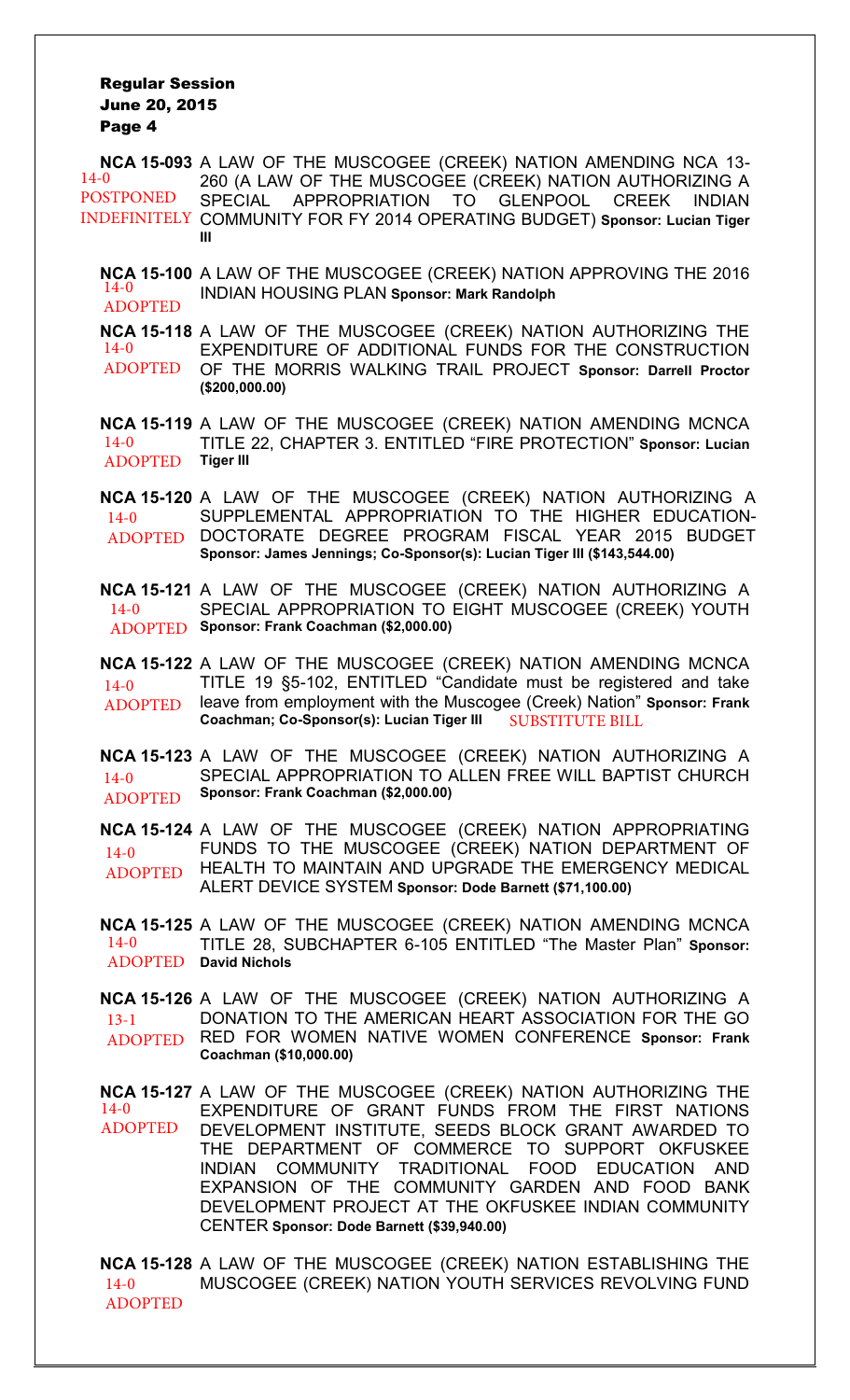**Regular Session**
**June 20, 2015**
**Page 4**

**NCA 15-093** A LAW OF THE MUSCOGEE (CREEK) NATION AMENDING NCA 13-260 (A LAW OF THE MUSCOGEE (CREEK) NATION AUTHORIZING A SPECIAL APPROPRIATION TO GLENPOOL CREEK INDIAN COMMUNITY FOR FY 2014 OPERATING BUDGET) **Sponsor: Lucian Tiger III**
14-0
POSTPONED INDEFINITELY

**NCA 15-100** A LAW OF THE MUSCOGEE (CREEK) NATION APPROVING THE 2016 INDIAN HOUSING PLAN **Sponsor: Mark Randolph**
14-0
ADOPTED

**NCA 15-118** A LAW OF THE MUSCOGEE (CREEK) NATION AUTHORIZING THE EXPENDITURE OF ADDITIONAL FUNDS FOR THE CONSTRUCTION OF THE MORRIS WALKING TRAIL PROJECT **Sponsor: Darrell Proctor ($200,000.00)**
14-0
ADOPTED

**NCA 15-119** A LAW OF THE MUSCOGEE (CREEK) NATION AMENDING MCNCA TITLE 22, CHAPTER 3. ENTITLED "FIRE PROTECTION" **Sponsor: Lucian Tiger III**
14-0
ADOPTED

**NCA 15-120** A LAW OF THE MUSCOGEE (CREEK) NATION AUTHORIZING A SUPPLEMENTAL APPROPRIATION TO THE HIGHER EDUCATION-DOCTORATE DEGREE PROGRAM FISCAL YEAR 2015 BUDGET **Sponsor: James Jennings; Co-Sponsor(s): Lucian Tiger III ($143,544.00)**
14-0
ADOPTED

**NCA 15-121** A LAW OF THE MUSCOGEE (CREEK) NATION AUTHORIZING A SPECIAL APPROPRIATION TO EIGHT MUSCOGEE (CREEK) YOUTH **Sponsor: Frank Coachman ($2,000.00)**
14-0
ADOPTED

**NCA 15-122** A LAW OF THE MUSCOGEE (CREEK) NATION AMENDING MCNCA TITLE 19 §5-102, ENTITLED "Candidate must be registered and take leave from employment with the Muscogee (Creek) Nation" **Sponsor: Frank Coachman; Co-Sponsor(s): Lucian Tiger III** SUBSTITUTE BILL
14-0
ADOPTED

**NCA 15-123** A LAW OF THE MUSCOGEE (CREEK) NATION AUTHORIZING A SPECIAL APPROPRIATION TO ALLEN FREE WILL BAPTIST CHURCH **Sponsor: Frank Coachman ($2,000.00)**
14-0
ADOPTED

**NCA 15-124** A LAW OF THE MUSCOGEE (CREEK) NATION APPROPRIATING FUNDS TO THE MUSCOGEE (CREEK) NATION DEPARTMENT OF HEALTH TO MAINTAIN AND UPGRADE THE EMERGENCY MEDICAL ALERT DEVICE SYSTEM **Sponsor: Dode Barnett ($71,100.00)**
14-0
ADOPTED

**NCA 15-125** A LAW OF THE MUSCOGEE (CREEK) NATION AMENDING MCNCA TITLE 28, SUBCHAPTER 6-105 ENTITLED "The Master Plan" **Sponsor: David Nichols**
14-0
ADOPTED

**NCA 15-126** A LAW OF THE MUSCOGEE (CREEK) NATION AUTHORIZING A DONATION TO THE AMERICAN HEART ASSOCIATION FOR THE GO RED FOR WOMEN NATIVE WOMEN CONFERENCE **Sponsor: Frank Coachman ($10,000.00)**
13-1
ADOPTED

**NCA 15-127** A LAW OF THE MUSCOGEE (CREEK) NATION AUTHORIZING THE EXPENDITURE OF GRANT FUNDS FROM THE FIRST NATIONS DEVELOPMENT INSTITUTE, SEEDS BLOCK GRANT AWARDED TO THE DEPARTMENT OF COMMERCE TO SUPPORT OKFUSKEE INDIAN COMMUNITY TRADITIONAL FOOD EDUCATION AND EXPANSION OF THE COMMUNITY GARDEN AND FOOD BANK DEVELOPMENT PROJECT AT THE OKFUSKEE INDIAN COMMUNITY CENTER **Sponsor: Dode Barnett ($39,940.00)**
14-0
ADOPTED

**NCA 15-128** A LAW OF THE MUSCOGEE (CREEK) NATION ESTABLISHING THE MUSCOGEE (CREEK) NATION YOUTH SERVICES REVOLVING FUND
14-0
ADOPTED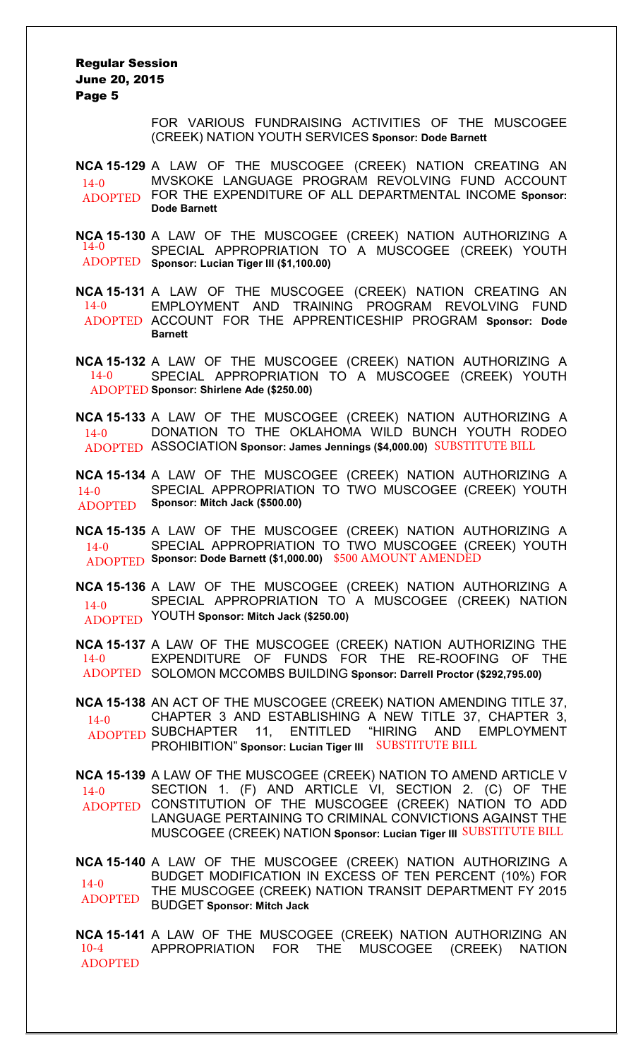FOR VARIOUS FUNDRAISING ACTIVITIES OF THE MUSCOGEE (CREEK) NATION YOUTH SERVICES **Sponsor: Dode Barnett**

**NCA 15-129** A LAW OF THE MUSCOGEE (CREEK) NATION CREATING AN MVSKOKE LANGUAGE PROGRAM REVOLVING FUND ACCOUNT FOR THE EXPENDITURE OF ALL DEPARTMENTAL INCOME **Sponsor: Dode Barnett**
14-0 ADOPTED

**NCA 15-130** A LAW OF THE MUSCOGEE (CREEK) NATION AUTHORIZING A SPECIAL APPROPRIATION TO A MUSCOGEE (CREEK) YOUTH **Sponsor: Lucian Tiger III ($1,100.00)**
14-0 ADOPTED

**NCA 15-131** A LAW OF THE MUSCOGEE (CREEK) NATION CREATING AN EMPLOYMENT AND TRAINING PROGRAM REVOLVING FUND ACCOUNT FOR THE APPRENTICESHIP PROGRAM **Sponsor: Dode Barnett**
14-0 ADOPTED

**NCA 15-132** A LAW OF THE MUSCOGEE (CREEK) NATION AUTHORIZING A SPECIAL APPROPRIATION TO A MUSCOGEE (CREEK) YOUTH **Sponsor: Shirlene Ade ($250.00)**
14-0 ADOPTED

**NCA 15-133** A LAW OF THE MUSCOGEE (CREEK) NATION AUTHORIZING A DONATION TO THE OKLAHOMA WILD BUNCH YOUTH RODEO ASSOCIATION **Sponsor: James Jennings ($4,000.00)** SUBSTITUTE BILL
14-0 ADOPTED

**NCA 15-134** A LAW OF THE MUSCOGEE (CREEK) NATION AUTHORIZING A SPECIAL APPROPRIATION TO TWO MUSCOGEE (CREEK) YOUTH **Sponsor: Mitch Jack ($500.00)**
14-0 ADOPTED

**NCA 15-135** A LAW OF THE MUSCOGEE (CREEK) NATION AUTHORIZING A SPECIAL APPROPRIATION TO TWO MUSCOGEE (CREEK) YOUTH **Sponsor: Dode Barnett ($1,000.00)** $500 AMOUNT AMENDED
14-0 ADOPTED

**NCA 15-136** A LAW OF THE MUSCOGEE (CREEK) NATION AUTHORIZING A SPECIAL APPROPRIATION TO A MUSCOGEE (CREEK) NATION YOUTH **Sponsor: Mitch Jack ($250.00)**
14-0 ADOPTED

**NCA 15-137** A LAW OF THE MUSCOGEE (CREEK) NATION AUTHORIZING THE EXPENDITURE OF FUNDS FOR THE RE-ROOFING OF THE SOLOMON MCCOMBS BUILDING **Sponsor: Darrell Proctor ($292,795.00)**
14-0 ADOPTED

**NCA 15-138** AN ACT OF THE MUSCOGEE (CREEK) NATION AMENDING TITLE 37, CHAPTER 3 AND ESTABLISHING A NEW TITLE 37, CHAPTER 3, SUBCHAPTER 11, ENTITLED "HIRING AND EMPLOYMENT PROHIBITION" **Sponsor: Lucian Tiger III** SUBSTITUTE BILL
14-0 ADOPTED

**NCA 15-139** A LAW OF THE MUSCOGEE (CREEK) NATION TO AMEND ARTICLE V SECTION 1. (F) AND ARTICLE VI, SECTION 2. (C) OF THE CONSTITUTION OF THE MUSCOGEE (CREEK) NATION TO ADD LANGUAGE PERTAINING TO CRIMINAL CONVICTIONS AGAINST THE MUSCOGEE (CREEK) NATION **Sponsor: Lucian Tiger III** SUBSTITUTE BILL
14-0 ADOPTED

**NCA 15-140** A LAW OF THE MUSCOGEE (CREEK) NATION AUTHORIZING A BUDGET MODIFICATION IN EXCESS OF TEN PERCENT (10%) FOR THE MUSCOGEE (CREEK) NATION TRANSIT DEPARTMENT FY 2015 BUDGET **Sponsor: Mitch Jack**
14-0 ADOPTED

**NCA 15-141** A LAW OF THE MUSCOGEE (CREEK) NATION AUTHORIZING AN APPROPRIATION FOR THE MUSCOGEE (CREEK) NATION
10-4 ADOPTED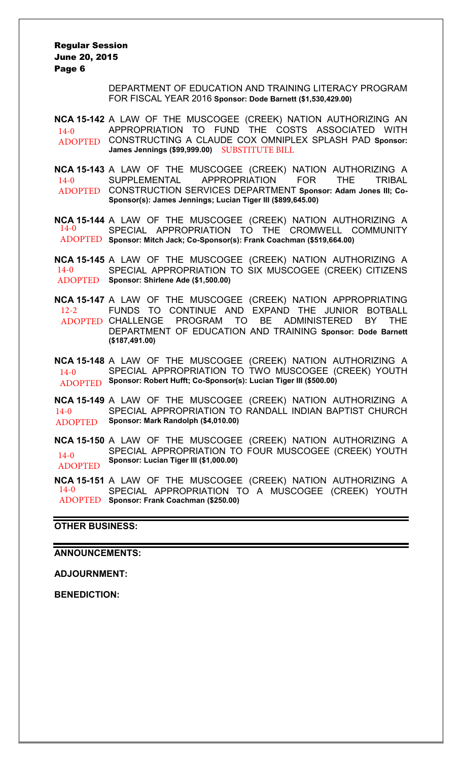DEPARTMENT OF EDUCATION AND TRAINING LITERACY PROGRAM FOR FISCAL YEAR 2016 **Sponsor: Dode Barnett ($1,530,429.00)**

**NCA 15-142** A LAW OF THE MUSCOGEE (CREEK) NATION AUTHORIZING AN APPROPRIATION TO FUND THE COSTS ASSOCIATED WITH CONSTRUCTING A CLAUDE COX OMNIPLEX SPLASH PAD **Sponsor: James Jennings ($99,999.00)** SUBSTITUTE BILL
14-0
ADOPTED

**NCA 15-143** A LAW OF THE MUSCOGEE (CREEK) NATION AUTHORIZING A SUPPLEMENTAL APPROPRIATION FOR THE TRIBAL CONSTRUCTION SERVICES DEPARTMENT **Sponsor: Adam Jones III; Co-Sponsor(s): James Jennings; Lucian Tiger III ($899,645.00)**
14-0
ADOPTED

**NCA 15-144** A LAW OF THE MUSCOGEE (CREEK) NATION AUTHORIZING A SPECIAL APPROPRIATION TO THE CROMWELL COMMUNITY **Sponsor: Mitch Jack; Co-Sponsor(s): Frank Coachman ($519,664.00)**
14-0
ADOPTED

**NCA 15-145** A LAW OF THE MUSCOGEE (CREEK) NATION AUTHORIZING A SPECIAL APPROPRIATION TO SIX MUSCOGEE (CREEK) CITIZENS **Sponsor: Shirlene Ade ($1,500.00)**
14-0
ADOPTED

**NCA 15-147** A LAW OF THE MUSCOGEE (CREEK) NATION APPROPRIATING FUNDS TO CONTINUE AND EXPAND THE JUNIOR BOTBALL CHALLENGE PROGRAM TO BE ADMINISTERED BY THE DEPARTMENT OF EDUCATION AND TRAINING **Sponsor: Dode Barnett ($187,491.00)**
12-2
ADOPTED

**NCA 15-148** A LAW OF THE MUSCOGEE (CREEK) NATION AUTHORIZING A SPECIAL APPROPRIATION TO TWO MUSCOGEE (CREEK) YOUTH **Sponsor: Robert Hufft; Co-Sponsor(s): Lucian Tiger III ($500.00)**
14-0
ADOPTED

**NCA 15-149** A LAW OF THE MUSCOGEE (CREEK) NATION AUTHORIZING A SPECIAL APPROPRIATION TO RANDALL INDIAN BAPTIST CHURCH **Sponsor: Mark Randolph ($4,010.00)**
14-0
ADOPTED

**NCA 15-150** A LAW OF THE MUSCOGEE (CREEK) NATION AUTHORIZING A SPECIAL APPROPRIATION TO FOUR MUSCOGEE (CREEK) YOUTH **Sponsor: Lucian Tiger III ($1,000.00)**
14-0
ADOPTED

**NCA 15-151** A LAW OF THE MUSCOGEE (CREEK) NATION AUTHORIZING A SPECIAL APPROPRIATION TO A MUSCOGEE (CREEK) YOUTH **Sponsor: Frank Coachman ($250.00)**
14-0
ADOPTED

**OTHER BUSINESS:**

**ANNOUNCEMENTS:**

**ADJOURNMENT:**

**BENEDICTION:**